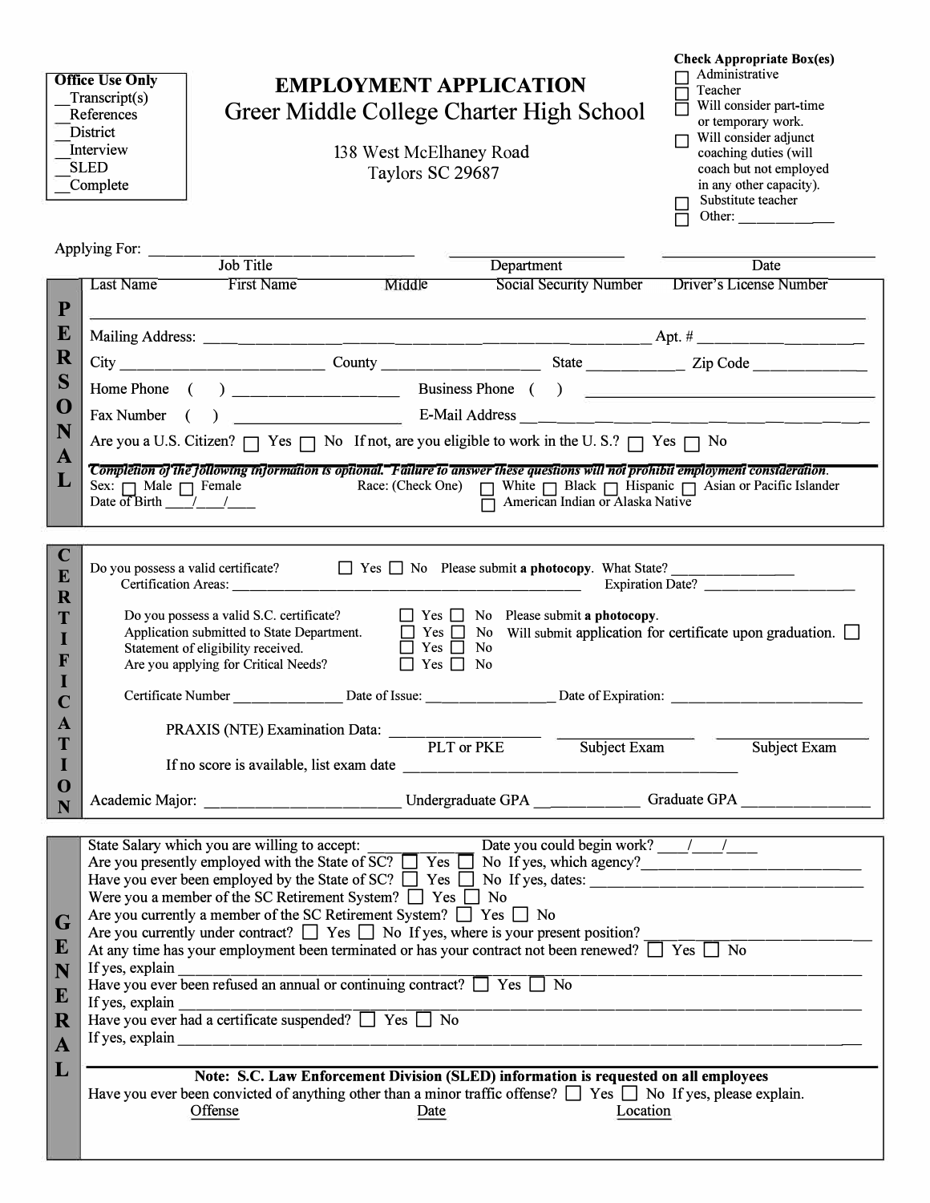**Office Use Only**
__Transcript(s)
__References
__District
__Interview
__SLED
__Complete

# EMPLOYMENT APPLICATION
## Greer Middle College Charter High School

138 West McElhaney Road
Taylors SC 29687

**Check Appropriate Box(es)**
☐ Administrative
☐ Teacher
☐ Will consider part-time or temporary work.
☐ Will consider adjunct coaching duties (will coach but not employed in any other capacity).
☐ Substitute teacher
☐ Other: ____________

Applying For: ________________________________ ____________________ ____________________
Job Title | Department | Date

## PERSONAL

| Last Name | First Name | Middle | Social Security Number | Driver's License Number |
|---|---|---|---|---|
| | | | | |

Mailing Address: ______________________________________________ Apt. # ______________

City ________________________ County ____________________ State ____________ Zip Code ______________

Home Phone ( ) ____________________ Business Phone ( ) ______________________________

Fax Number ( ) ____________________ E-Mail Address ______________________________

Are you a U.S. Citizen? ☐ Yes ☐ No If not, are you eligible to work in the U. S.? ☐ Yes ☐ No

*Completion of the following information is optional. Failure to answer these questions will not prohibit employment consideration.*

Sex: ☐ Male ☐ Female Race: (Check One) ☐ White ☐ Black ☐ Hispanic ☐ Asian or Pacific Islander ☐ American Indian or Alaska Native

Date of Birth ____/____/____

## CERTIFICATION

Do you possess a valid certificate? ☐ Yes ☐ No Please submit **a photocopy**. What State? ______________

Certification Areas: ______________________________________________ Expiration Date? ______________

Do you possess a valid S.C. certificate? ☐ Yes ☐ No Please submit **a photocopy**.
Application submitted to State Department. ☐ Yes ☐ No Will submit application for certificate upon graduation. ☐
Statement of eligibility received. ☐ Yes ☐ No
Are you applying for Critical Needs? ☐ Yes ☐ No

Certificate Number ______________ Date of Issue: ______________ Date of Expiration: ______________

PRAXIS (NTE) Examination Data: ______________ ______________ ______________
PLT or PKE | Subject Exam | Subject Exam

If no score is available, list exam date ______________________________________

Academic Major: ______________________ Undergraduate GPA ____________ Graduate GPA ______________

## GENERAL

State Salary which you are willing to accept: ______________ Date you could begin work? ____/____/____

Are you presently employed with the State of SC? ☐ Yes ☐ No If yes, which agency?______________________

Have you ever been employed by the State of SC? ☐ Yes ☐ No If yes, dates: ______________________

Were you a member of the SC Retirement System? ☐ Yes ☐ No

Are you currently a member of the SC Retirement System? ☐ Yes ☐ No

Are you currently under contract? ☐ Yes ☐ No If yes, where is your present position? ______________

At any time has your employment been terminated or has your contract not been renewed? ☐ Yes ☐ No

If yes, explain ______________________________________________________________

Have you ever been refused an annual or continuing contract? ☐ Yes ☐ No

If yes, explain ______________________________________________________________

Have you ever had a certificate suspended? ☐ Yes ☐ No

If yes, explain ______________________________________________________________

**Note: S.C. Law Enforcement Division (SLED) information is requested on all employees**

Have you ever been convicted of anything other than a minor traffic offense? ☐ Yes ☐ No If yes, please explain.

| Offense | Date | Location |
|---|---|---|
| | | |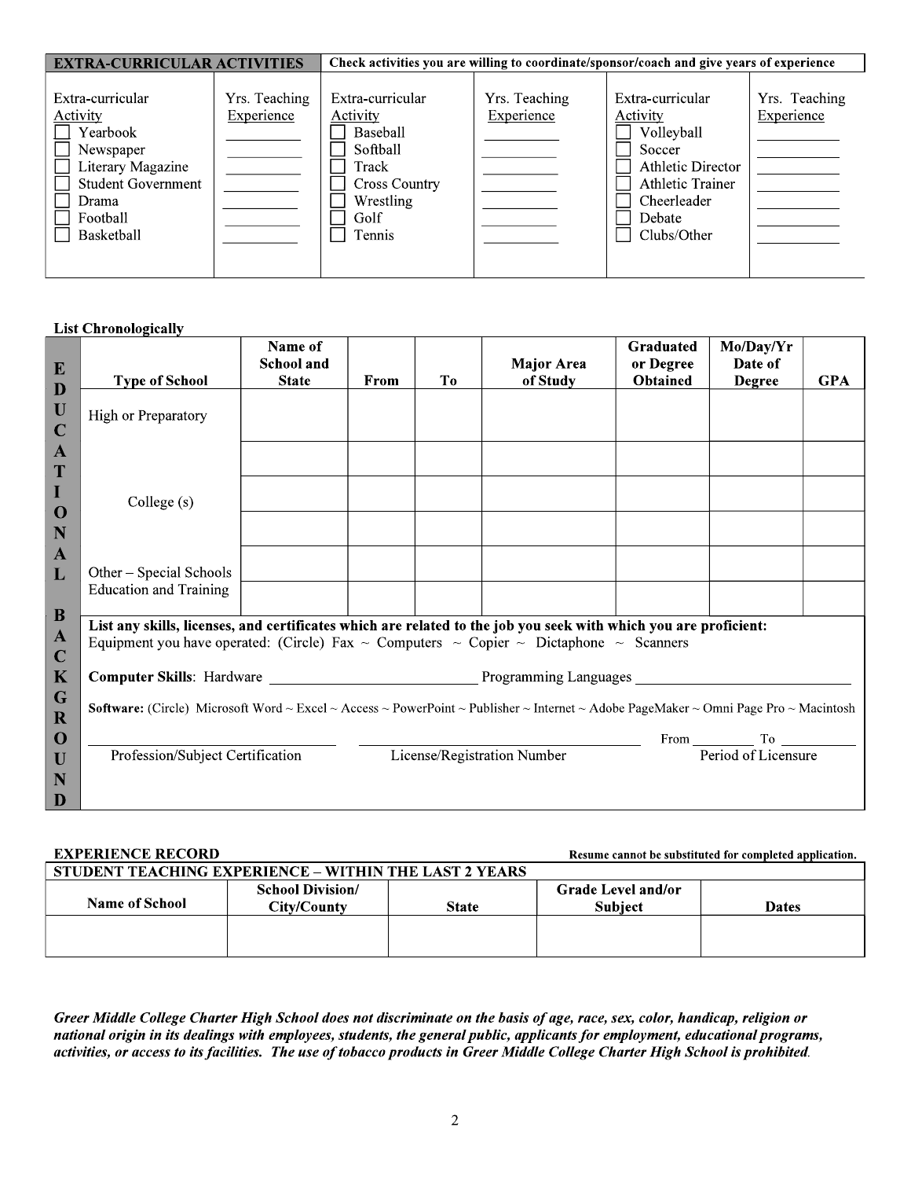| EXTRA-CURRICULAR ACTIVITIES | | Check activities you are willing to coordinate/sponsor/coach and give years of experience | | | |
|---|---|---|---|---|---|
| Extra-curricular Activity | Yrs. Teaching Experience | Extra-curricular Activity | Yrs. Teaching Experience | Extra-curricular Activity | Yrs. Teaching Experience |
| ☐ Yearbook | ________ | ☐ Baseball | ________ | ☐ Volleyball | ________ |
| ☐ Newspaper | ________ | ☐ Softball | ________ | ☐ Soccer | ________ |
| ☐ Literary Magazine | ________ | ☐ Track | ________ | ☐ Athletic Director | ________ |
| ☐ Student Government | ________ | ☐ Cross Country | ________ | ☐ Athletic Trainer | ________ |
| ☐ Drama | ________ | ☐ Wrestling | ________ | ☐ Cheerleader | ________ |
| ☐ Football | ________ | ☐ Golf | ________ | ☐ Debate | ________ |
| ☐ Basketball | ________ | ☐ Tennis | ________ | ☐ Clubs/Other | ________ |

**List Chronologically**

**EDUCATIONAL BACKGROUND**

| Type of School | Name of School and State | From | To | Major Area of Study | Graduated or Degree Obtained | Mo/Day/Yr Date of Degree | GPA |
|---|---|---|---|---|---|---|---|
| High or Preparatory | | | | | | | |
| College (s) | | | | | | | |
| | | | | | | | |
| | | | | | | | |
| Other – Special Schools Education and Training | | | | | | | |
| | | | | | | | |

**List any skills, licenses, and certificates which are related to the job you seek with which you are proficient:**

Equipment you have operated: (Circle) Fax ~ Computers ~ Copier ~ Dictaphone ~ Scanners

**Computer Skills**: Hardware ____________________________ Programming Languages ____________________________

**Software:** (Circle) Microsoft Word ~ Excel ~ Access ~ PowerPoint ~ Publisher ~ Internet ~ Adobe PageMaker ~ Omni Page Pro ~ Macintosh

____________________________ ____________________________ From ________ To ________

Profession/Subject Certification License/Registration Number Period of Licensure

**EXPERIENCE RECORD** **Resume cannot be substituted for completed application.**

| STUDENT TEACHING EXPERIENCE – WITHIN THE LAST 2 YEARS | | | | |
|---|---|---|---|---|
| Name of School | School Division/ City/County | State | Grade Level and/or Subject | Dates |
| | | | | |

***Greer Middle College Charter High School does not discriminate on the basis of age, race, sex, color, handicap, religion or national origin in its dealings with employees, students, the general public, applicants for employment, educational programs, activities, or access to its facilities. The use of tobacco products in Greer Middle College Charter High School is prohibited.***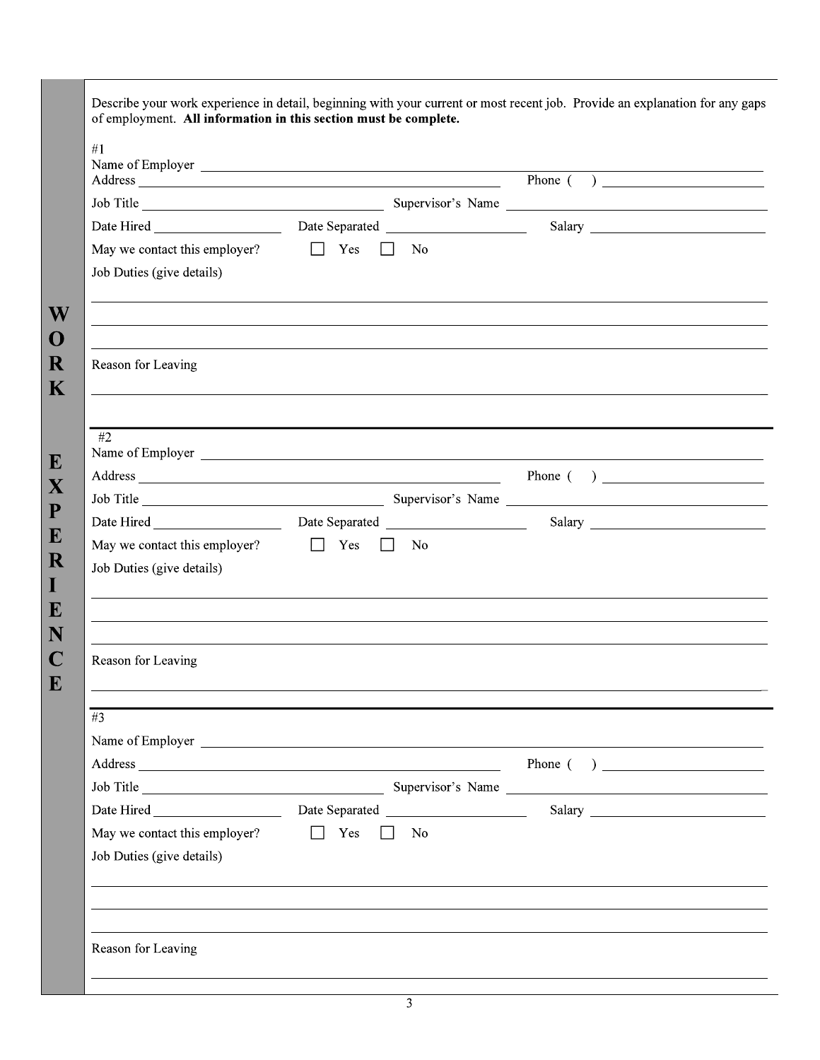## WORK EXPERIENCE

Describe your work experience in detail, beginning with your current or most recent job. Provide an explanation for any gaps of employment. **All information in this section must be complete.**

#1

Name of Employer ______________________________

Address ______________________________ Phone ( ) ______________

Job Title ______________ Supervisor's Name ______________

Date Hired ______________ Date Separated ______________ Salary ______________

May we contact this employer? ☐ Yes ☐ No

Job Duties (give details)

______________________________

______________________________

______________________________

Reason for Leaving

______________________________

---

#2

Name of Employer ______________________________

Address ______________________________ Phone ( ) ______________

Job Title ______________ Supervisor's Name ______________

Date Hired ______________ Date Separated ______________ Salary ______________

May we contact this employer? ☐ Yes ☐ No

Job Duties (give details)

______________________________

______________________________

______________________________

Reason for Leaving

______________________________

---

#3

Name of Employer ______________________________

Address ______________________________ Phone ( ) ______________

Job Title ______________ Supervisor's Name ______________

Date Hired ______________ Date Separated ______________ Salary ______________

May we contact this employer? ☐ Yes ☐ No

Job Duties (give details)

______________________________

______________________________

______________________________

Reason for Leaving

______________________________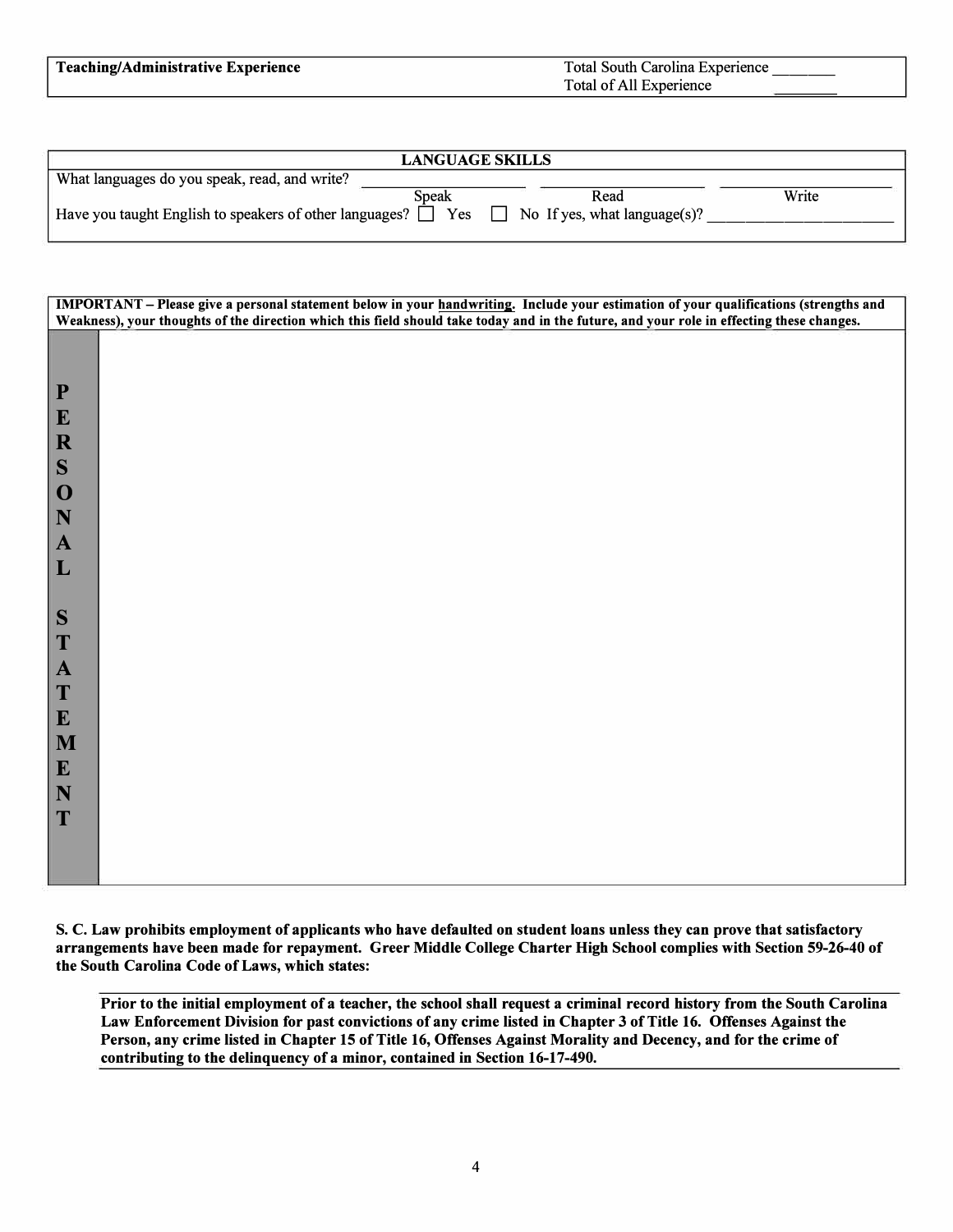| **Teaching/Administrative Experience** | Total South Carolina Experience ________ |
|---|---|
| | Total of All Experience ________ |

| **LANGUAGE SKILLS** | | | |
|---|---|---|---|
| What languages do you speak, read, and write? | ________ | ________ | ________ |
| | Speak | Read | Write |
| Have you taught English to speakers of other languages? ☐ Yes ☐ No If yes, what language(s)? ________________ | | | |

**IMPORTANT – Please give a personal statement below in your <u>handwriting</u>. Include your estimation of your qualifications (strengths and Weakness), your thoughts of the direction which this field should take today and in the future, and your role in effecting these changes.**

**PERSONAL STATEMENT**

&nbsp;

**S. C. Law prohibits employment of applicants who have defaulted on student loans unless they can prove that satisfactory arrangements have been made for repayment. Greer Middle College Charter High School complies with Section 59-26-40 of the South Carolina Code of Laws, which states:**

> **Prior to the initial employment of a teacher, the school shall request a criminal record history from the South Carolina Law Enforcement Division for past convictions of any crime listed in Chapter 3 of Title 16. Offenses Against the Person, any crime listed in Chapter 15 of Title 16, Offenses Against Morality and Decency, and for the crime of contributing to the delinquency of a minor, contained in Section 16-17-490.**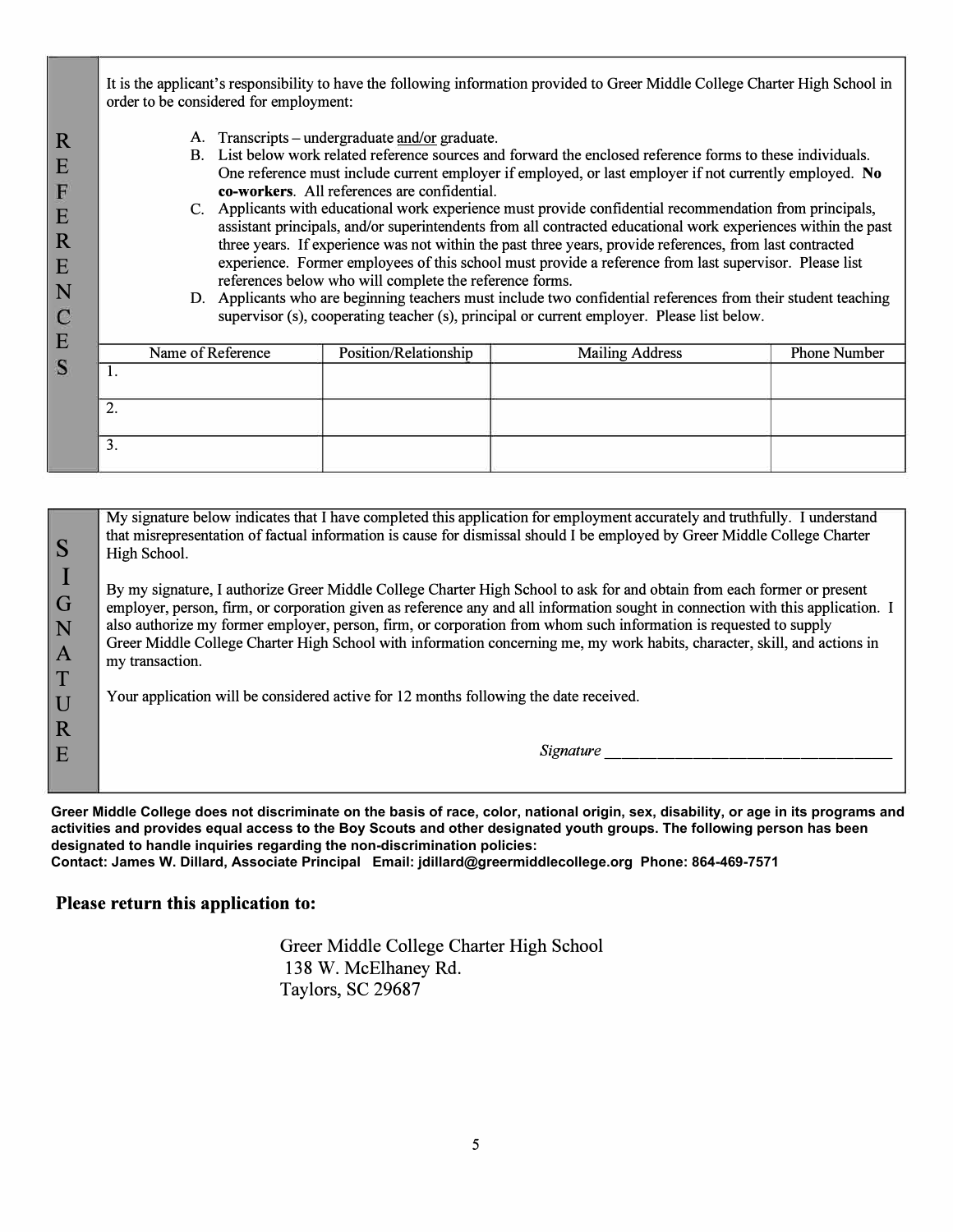## REFERENCES

It is the applicant's responsibility to have the following information provided to Greer Middle College Charter High School in order to be considered for employment:

A. Transcripts – undergraduate and/or graduate.
B. List below work related reference sources and forward the enclosed reference forms to these individuals. One reference must include current employer if employed, or last employer if not currently employed. **No co-workers**. All references are confidential.
C. Applicants with educational work experience must provide confidential recommendation from principals, assistant principals, and/or superintendents from all contracted educational work experiences within the past three years. If experience was not within the past three years, provide references, from last contracted experience. Former employees of this school must provide a reference from last supervisor. Please list references below who will complete the reference forms.
D. Applicants who are beginning teachers must include two confidential references from their student teaching supervisor (s), cooperating teacher (s), principal or current employer. Please list below.

| Name of Reference | Position/Relationship | Mailing Address | Phone Number |
| --- | --- | --- | --- |
| 1. | | | |
| 2. | | | |
| 3. | | | |

## SIGNATURE

My signature below indicates that I have completed this application for employment accurately and truthfully. I understand that misrepresentation of factual information is cause for dismissal should I be employed by Greer Middle College Charter High School.

By my signature, I authorize Greer Middle College Charter High School to ask for and obtain from each former or present employer, person, firm, or corporation given as reference any and all information sought in connection with this application. I also authorize my former employer, person, firm, or corporation from whom such information is requested to supply Greer Middle College Charter High School with information concerning me, my work habits, character, skill, and actions in my transaction.

Your application will be considered active for 12 months following the date received.

*Signature* ______________________________________

**Greer Middle College does not discriminate on the basis of race, color, national origin, sex, disability, or age in its programs and activities and provides equal access to the Boy Scouts and other designated youth groups. The following person has been designated to handle inquiries regarding the non-discrimination policies:**
**Contact: James W. Dillard, Associate Principal Email: jdillard@greermiddlecollege.org Phone: 864-469-7571**

**Please return this application to:**

Greer Middle College Charter High School
138 W. McElhaney Rd.
Taylors, SC 29687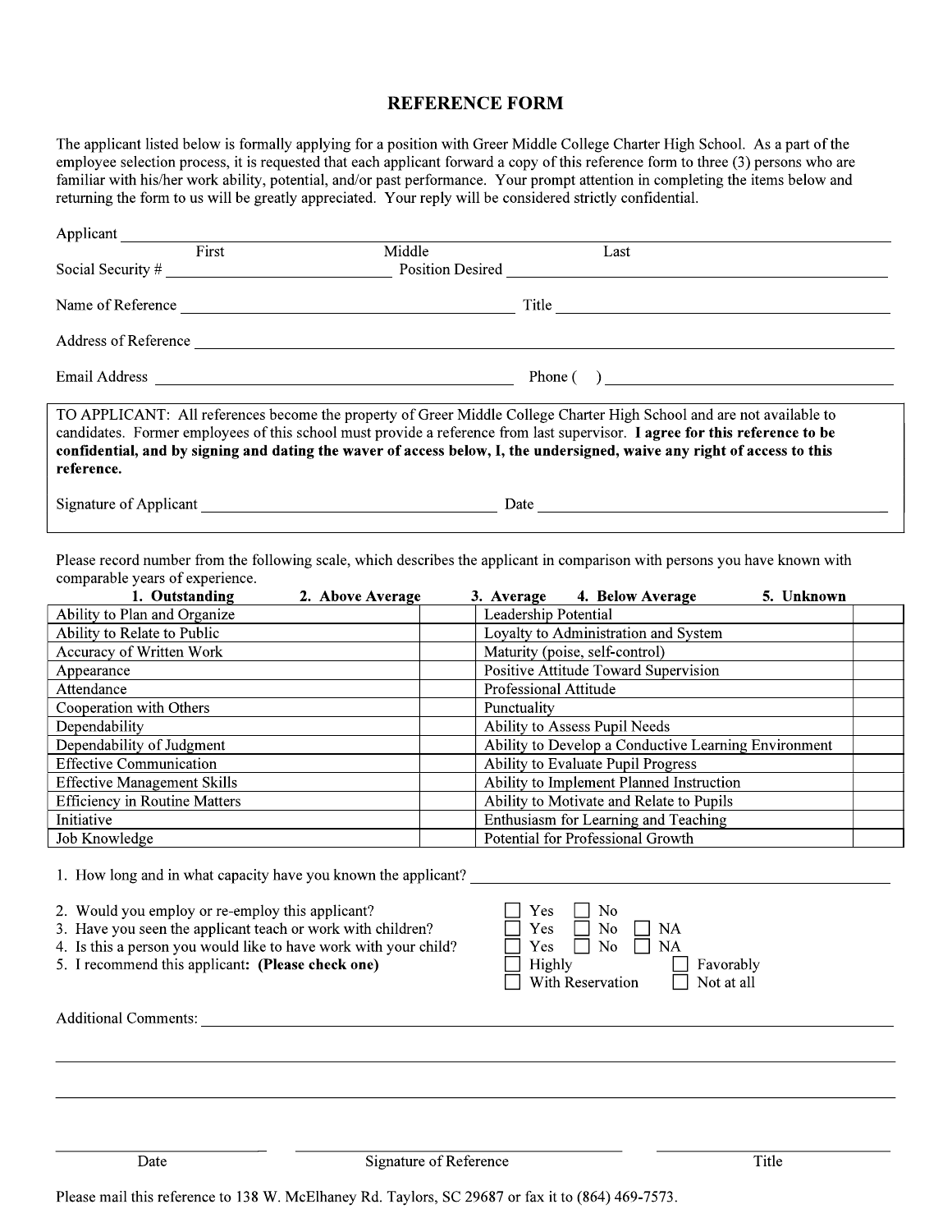# REFERENCE FORM

The applicant listed below is formally applying for a position with Greer Middle College Charter High School. As a part of the employee selection process, it is requested that each applicant forward a copy of this reference form to three (3) persons who are familiar with his/her work ability, potential, and/or past performance. Your prompt attention in completing the items below and returning the form to us will be greatly appreciated. Your reply will be considered strictly confidential.

Applicant ______________________________________________________________________

First                    Middle                    Last

Social Security # ____________________ Position Desired ______________________________

Name of Reference ______________________________ Title ______________________________

Address of Reference ____________________________________________________________

Email Address ______________________________ Phone ( ) ______________________________

TO APPLICANT: All references become the property of Greer Middle College Charter High School and are not available to candidates. Former employees of this school must provide a reference from last supervisor. **I agree for this reference to be confidential, and by signing and dating the waver of access below, I, the undersigned, waive any right of access to this reference.**

Signature of Applicant ______________________________ Date ______________________________

Please record number from the following scale, which describes the applicant in comparison with persons you have known with comparable years of experience.

**1. Outstanding    2. Above Average    3. Average    4. Below Average    5. Unknown**

| | | | |
|---|---|---|---|
| Ability to Plan and Organize | | Leadership Potential | |
| Ability to Relate to Public | | Loyalty to Administration and System | |
| Accuracy of Written Work | | Maturity (poise, self-control) | |
| Appearance | | Positive Attitude Toward Supervision | |
| Attendance | | Professional Attitude | |
| Cooperation with Others | | Punctuality | |
| Dependability | | Ability to Assess Pupil Needs | |
| Dependability of Judgment | | Ability to Develop a Conductive Learning Environment | |
| Effective Communication | | Ability to Evaluate Pupil Progress | |
| Effective Management Skills | | Ability to Implement Planned Instruction | |
| Efficiency in Routine Matters | | Ability to Motivate and Relate to Pupils | |
| Initiative | | Enthusiasm for Learning and Teaching | |
| Job Knowledge | | Potential for Professional Growth | |

1. How long and in what capacity have you known the applicant? ______________________________

2. Would you employ or re-employ this applicant? ☐ Yes ☐ No
3. Have you seen the applicant teach or work with children? ☐ Yes ☐ No ☐ NA
4. Is this a person you would like to have work with your child? ☐ Yes ☐ No ☐ NA
5. I recommend this applicant: **(Please check one)** ☐ Highly ☐ Favorably ☐ With Reservation ☐ Not at all

Additional Comments: ____________________________________________________________

________________________________________________________________________________

________________________________________________________________________________

______________________ ______________________________ ______________________

Date                    Signature of Reference                    Title

Please mail this reference to 138 W. McElhaney Rd. Taylors, SC 29687 or fax it to (864) 469-7573.